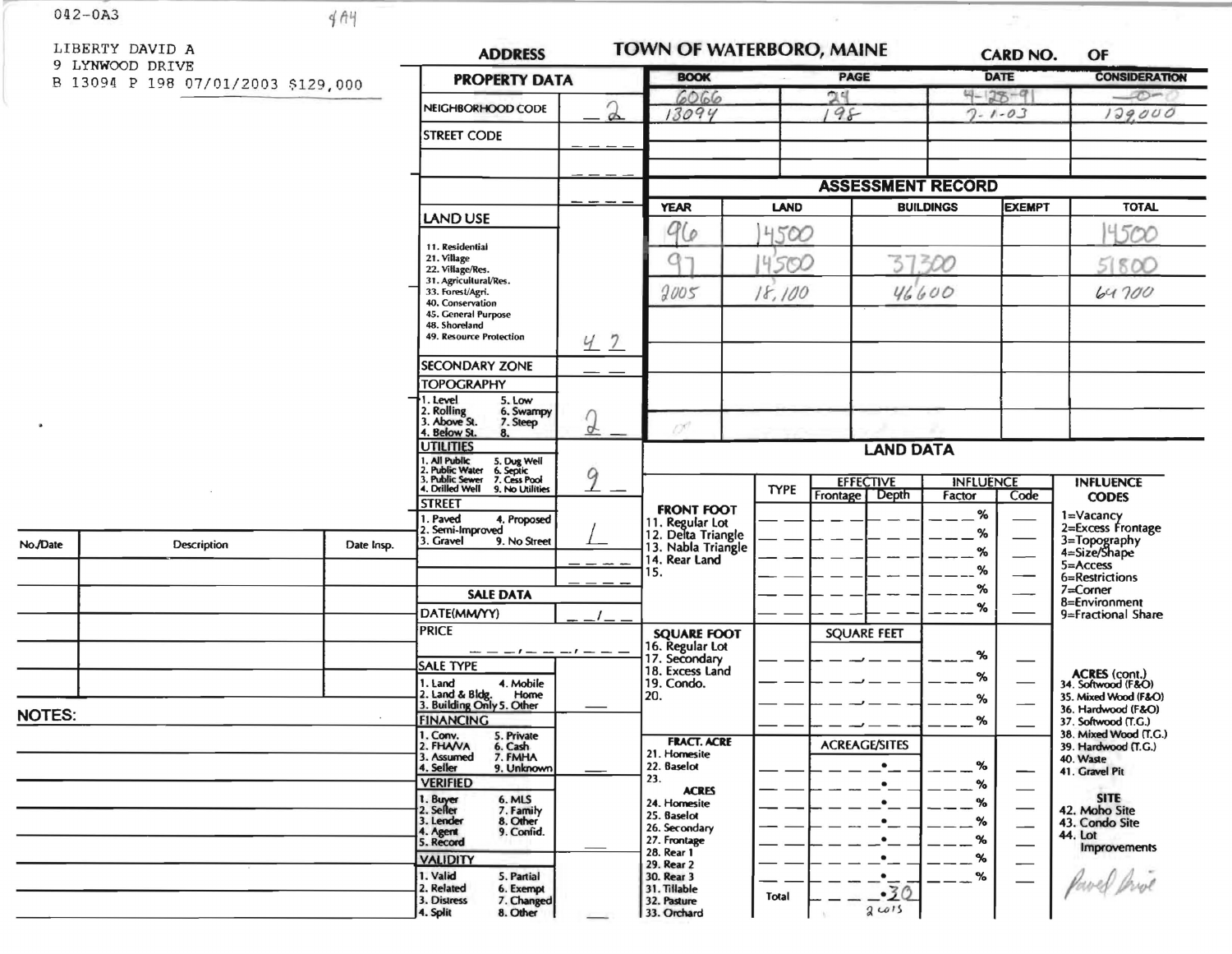042-0A3 4A4

LIBERTY DAVID A
9 LYNWOOD DRIVE
B 13094 P 198 07/01/2003 $129,000

# TOWN OF WATERBORO, MAINE

ADDRESS

CARD NO. OF

| BOOK | PAGE | DATE | CONSIDERATION |
|---|---|---|---|
| 6066 | 24 | 4-128-91 | -0- |
| 13094 | 198 | 7-1-03 | 129,000 |
| | | | |
| | | | |
| | | | |

## PROPERTY DATA

| | |
|---|---|
| NEIGHBORHOOD CODE | 2 |
| STREET CODE | |
| | |
| | |
| LAND USE<br>11. Residential<br>21. Village<br>22. Village/Res.<br>31. Agricultural/Res.<br>33. Forest/Agri.<br>40. Conservation<br>45. General Purpose<br>48. Shoreland<br>49. Resource Protection | 42 |
| SECONDARY ZONE | |
| TOPOGRAPHY<br>1. Level 5. Low<br>2. Rolling 6. Swampy<br>3. Above St. 7. Steep<br>4. Below St. 8. | 2 |
| UTILITIES<br>1. All Public 5. Dug Well<br>2. Public Water 6. Septic<br>3. Public Sewer 7. Cess Pool<br>4. Drilled Well 9. No Utilities | 9 |
| STREET<br>1. Paved 4. Proposed<br>2. Semi-Improved<br>3. Gravel 9. No Street | 1 |
| | |
| | |

## ASSESSMENT RECORD

| YEAR | LAND | BUILDINGS | EXEMPT | TOTAL |
|---|---|---|---|---|
| 96 | 14500 | | | 14500 |
| 97 | 14500 | 37300 | | 51800 |
| 2005 | 18,100 | 46600 | | 64700 |
| | | | | |
| | | | | |
| | | | | |
| | | | | |

## SALE DATA

| | |
|---|---|
| DATE(MM/YY) | / |
| PRICE | |
| SALE TYPE<br>1. Land 4. Mobile Home<br>2. Land & Bldg. 5. Other<br>3. Building Only | |
| FINANCING<br>1. Conv. 5. Private<br>2. FHA/VA 6. Cash<br>3. Assumed 7. FMHA<br>4. Seller 9. Unknown | |
| VERIFIED<br>1. Buyer 6. MLS<br>2. Seller 7. Family<br>3. Lender 8. Other<br>4. Agent 9. Confid.<br>5. Record | |
| VALIDITY<br>1. Valid 5. Partial<br>2. Related 6. Exempt<br>3. Distress 7. Changed<br>4. Split 8. Other | |

## LAND DATA

| | TYPE | EFFECTIVE Frontage | EFFECTIVE Depth | INFLUENCE Factor | INFLUENCE Code |
|---|---|---|---|---|---|
| FRONT FOOT<br>11. Regular Lot<br>12. Delta Triangle<br>13. Nabla Triangle<br>14. Rear Land<br>15. | | | | % | |
| SQUARE FOOT<br>16. Regular Lot<br>17. Secondary<br>18. Excess Land<br>19. Condo.<br>20. | | SQUARE FEET | | % | |
| FRACT. ACRE<br>21. Homesite<br>22. Baselot<br>23.<br>ACRES<br>24. Homesite<br>25. Baselot<br>26. Secondary<br>27. Frontage<br>28. Rear 1<br>29. Rear 2<br>30. Rear 3<br>31. Tillable<br>32. Pasture<br>33. Orchard | | ACREAGE/SITES | | % | |
| | Total | .30 (2 lots) | | | |

INFLUENCE CODES
1=Vacancy
2=Excess Frontage
3=Topography
4=Size/Shape
5=Access
6=Restrictions
7=Corner
8=Environment
9=Fractional Share

ACRES (cont.)
34. Softwood (F&O)
35. Mixed Wood (F&O)
36. Hardwood (F&O)
37. Softwood (T.G.)
38. Mixed Wood (T.G.)
39. Hardwood (T.G.)
40. Waste
41. Gravel Pit

SITE
42. Moho Site
43. Condo Site
44. Lot Improvements

| No./Date | Description | Date Insp. |
|---|---|---|
| | | |
| | | |
| | | |
| | | |
| | | |

NOTES: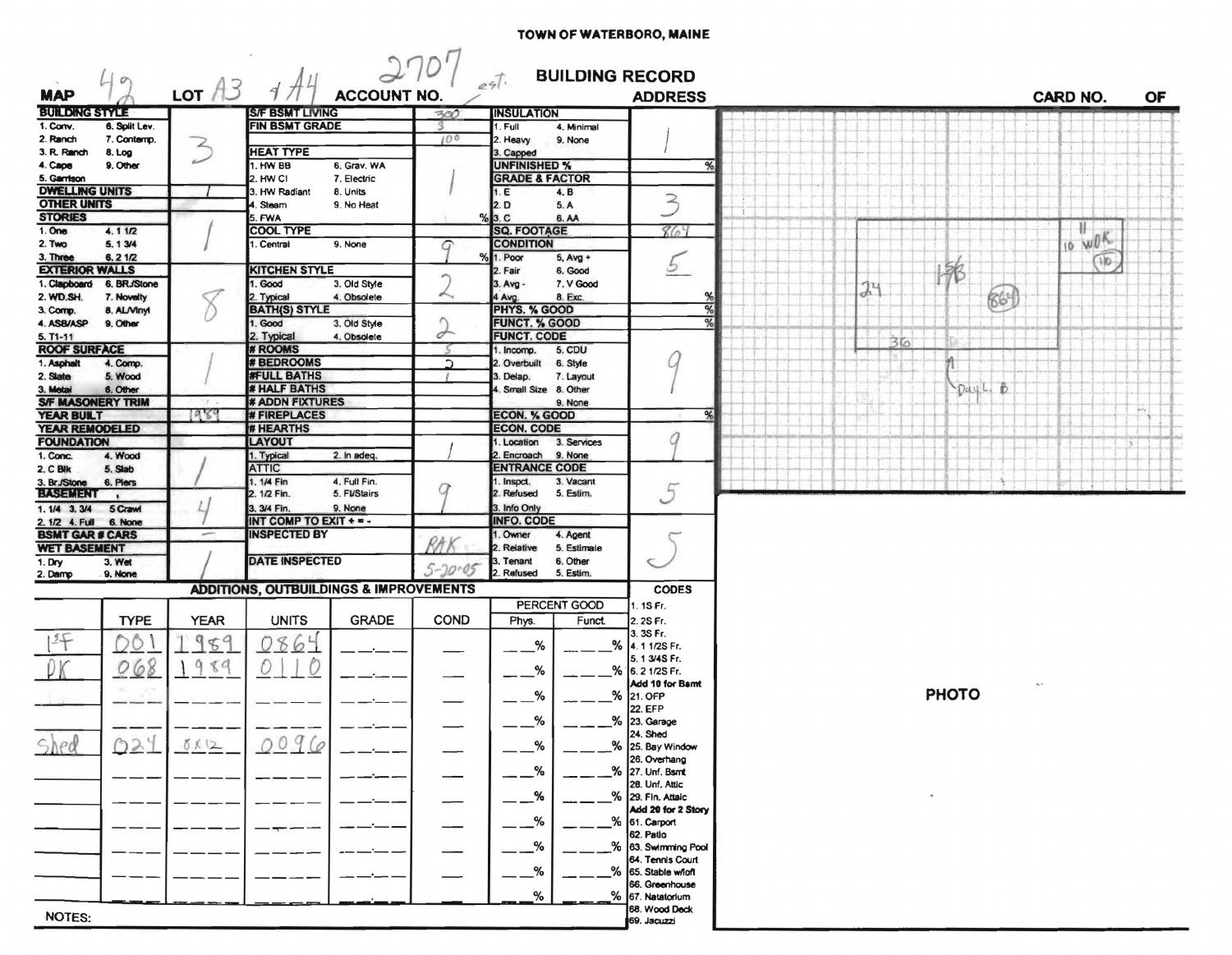TOWN OF WATERBORO, MAINE

# BUILDING RECORD

MAP 42 LOT A3 + A4 ACCOUNT NO. 2707 est. ADDRESS CARD NO. OF

| | | | | | |
|---|---|---|---|---|---|
| **BUILDING STYLE** 1. Conv. 2. Ranch 3. R. Ranch 4. Cape 5. Garrison 6. Split Lev. 7. Contemp. 8. Log 9. Other | 3 | **S/F BSMT LIVING** | 300 | **INSULATION** 1. Full 2. Heavy 3. Capped 4. Minimal 9. None | 1 |
| **DWELLING UNITS** | 1 | **FIN BSMT GRADE** | 3 100 | **UNFINISHED %** | % |
| **OTHER UNITS** | | **HEAT TYPE** 1. HW BB 2. HW CI 3. HW Radiant 4. Steam 5. FWA 6. Grav. WA 7. Electric 8. Units 9. No Heat | 1 % | **GRADE & FACTOR** 1. E 2. D 3. C 4. B 5. A 6. AA | 3 |
| **STORIES** 1. One 2. Two 3. Three 4. 1 1/2 5. 1 3/4 6. 2 1/2 | 1 | **COOL TYPE** 1. Central 9. None | 9 % | **SQ. FOOTAGE** | 864 |
| **EXTERIOR WALLS** 1. Clapboard 2. WD.SH. 3. Comp. 4. ASB/ASP 5. T1-11 6. BR/Stone 7. Novelty 8. AL/Vinyl 9. Other | 8 | **KITCHEN STYLE** 1. Good 2. Typical 3. Old Style 4. Obsolete | 2 | **CONDITION** 1. Poor 2. Fair 3. Avg - 4 Avg. 5. Avg + 6. Good 7. V Good 8. Exc. | 5 |
| | | **BATH(S) STYLE** 1. Good 2. Typical 3. Old Style 4. Obsolete | 2 | **PHYS. % GOOD** | % |
| | | | | **FUNCT. % GOOD** | % |
| **ROOF SURFACE** 1. Asphalt 2. Slate 3. Metal 4. Comp. 5. Wood 6. Other | 1 | **# ROOMS** | 5 | **FUNCT. CODE** 1. Incomp. 2. Overbuilt 3. Delap. 4. Small Size 5. CDU 6. Style 7. Layout 8. Other 9. None | 9 |
| | | **# BEDROOMS** | 2 | | |
| | | **#FULL BATHS** | 1 | | |
| | | **# HALF BATHS** | | | |
| **S/F MASONERY TRIM** | | **# ADDN FIXTURES** | | | |
| **YEAR BUILT** | 1989 | **# FIREPLACES** | | **ECON. % GOOD** | % |
| **YEAR REMODELED** | | **# HEARTHS** | | **ECON. CODE** 1. Location 2. Encroach 3. Services 9. None | 9 |
| **FOUNDATION** 1. Conc. 2. C Blk 3. Br./Stone 4. Wood 5. Slab 6. Piers | 1 | **LAYOUT** 1. Typical 2. In adeq. | 1 | | |
| **BASEMENT** 1. 1/4 2. 1/2 3. 3/4 4. Full 5 Crawl 6. None | 4 | **ATTIC** 1. 1/4 Fin 2. 1/2 Fin. 3. 3/4 Fin. 4. Full Fin. 5. Fl/Stairs 9. None | 9 | **ENTRANCE CODE** 1. Inspct. 2. Refused 3. Info Only 3. Vacant 5. Estim. | 5 |
| **BSMT GAR # CARS** | — | **INT COMP TO EXIT + = -** | | **INFO. CODE** 1. Owner 2. Relative 3. Tenant 2. Refused 4. Agent 5. Estimate 6. Other 5. Estim. | 5 |
| **WET BASEMENT** 1. Dry 2. Damp 3. Wet 9. None | 1 | **INSPECTED BY** | RAK | | |
| | | **DATE INSPECTED** | 5-20-05 | | |

Sketch: 24 × 36, 1SB (864); 10 × 11 WDK (110); Daylt. B

## ADDITIONS, OUTBUILDINGS & IMPROVEMENTS

| | TYPE | YEAR | UNITS | GRADE | COND | PERCENT GOOD Phys. | PERCENT GOOD Funct. |
|---|---|---|---|---|---|---|---|
| 1SF | 001 | 1989 | 0864 | | | % | % |
| DK | 068 | 1989 | 0110 | | | % | % |
| | | | | | | % | % |
| | | | | | | % | % |
| Shed | 024 | 8x12 | 0096 | | | % | % |
| | | | | | | % | % |
| | | | | | | % | % |
| | | | | | | % | % |
| | | | | | | % | % |
| | | | | | | % | % |
| | | | | | | % | % |

**CODES**
1. 1S Fr.
2. 2S Fr.
3. 3S Fr.
4. 1 1/2S Fr.
5. 1 3/4S Fr.
6. 2 1/2S Fr.
Add 10 for Bsmt
21. OFP
22. EFP
23. Garage
24. Shed
25. Bay Window
26. Overhang
27. Unf. Bsmt
28. Unf. Attic
29. Fin. Attic
Add 20 for 2 Story
61. Carport
62. Patio
63. Swimming Pool
64. Tennis Court
65. Stable w/loft
66. Greenhouse
67. Natatorium
68. Wood Deck
69. Jacuzzi

PHOTO

NOTES: